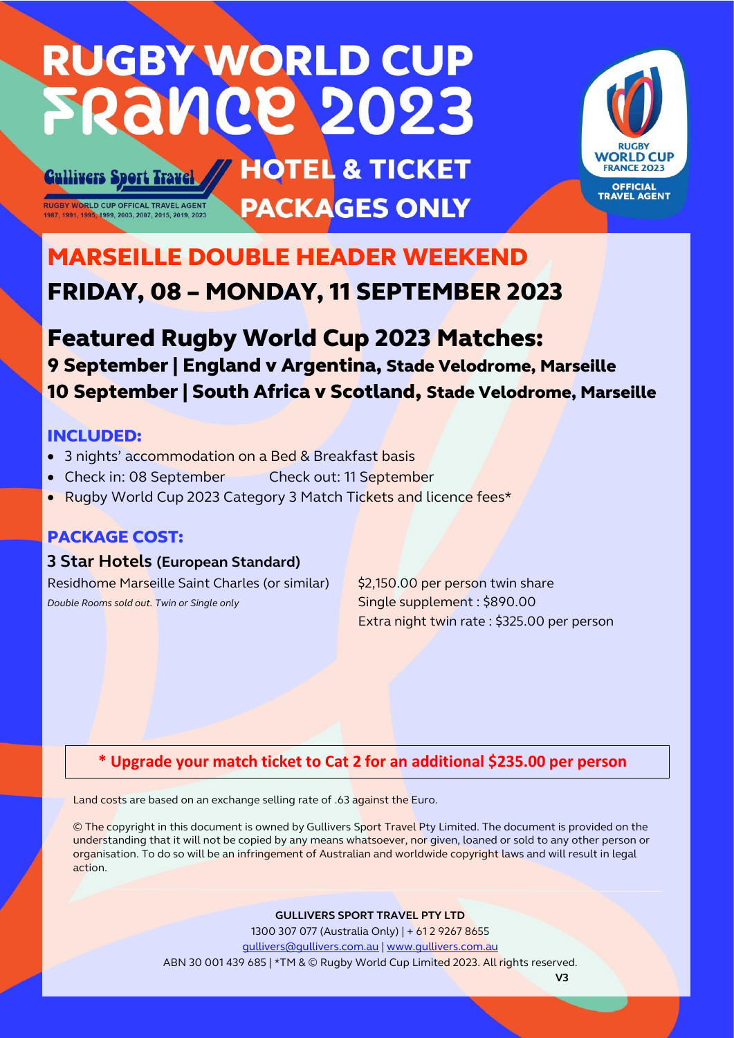# RUGBY WORLD CUP FRANCE 2023

Gullivers Sport Travel

RUGBY WORLD CUP OFFICAL TRAVEL AGENT
1987, 1991, 1995, 1999, 2003, 2007, 2015, 2019, 2023

## HOTEL & TICKET PACKAGES ONLY

RUGBY WORLD CUP FRANCE 2023
OFFICIAL TRAVEL AGENT

## MARSEILLE DOUBLE HEADER WEEKEND

## FRIDAY, 08 – MONDAY, 11 SEPTEMBER 2023

## Featured Rugby World Cup 2023 Matches:

### 9 September | England v Argentina, Stade Velodrome, Marseille

### 10 September | South Africa v Scotland, Stade Velodrome, Marseille

### INCLUDED:

- 3 nights' accommodation on a Bed & Breakfast basis
- Check in: 08 September Check out: 11 September
- Rugby World Cup 2023 Category 3 Match Tickets and licence fees*

### PACKAGE COST:

**3 Star Hotels (European Standard)**

Residhome Marseille Saint Charles (or similar)
*Double Rooms sold out. Twin or Single only*

$2,150.00 per person twin share
Single supplement : $890.00
Extra night twin rate : $325.00 per person

**\* Upgrade your match ticket to Cat 2 for an additional $235.00 per person**

Land costs are based on an exchange selling rate of .63 against the Euro.

© The copyright in this document is owned by Gullivers Sport Travel Pty Limited. The document is provided on the understanding that it will not be copied by any means whatsoever, nor given, loaned or sold to any other person or organisation. To do so will be an infringement of Australian and worldwide copyright laws and will result in legal action.

**GULLIVERS SPORT TRAVEL PTY LTD**
1300 307 077 (Australia Only) | + 61 2 9267 8655
gullivers@gullivers.com.au | www.gullivers.com.au
ABN 30 001 439 685 | *TM & © Rugby World Cup Limited 2023. All rights reserved.

**V3**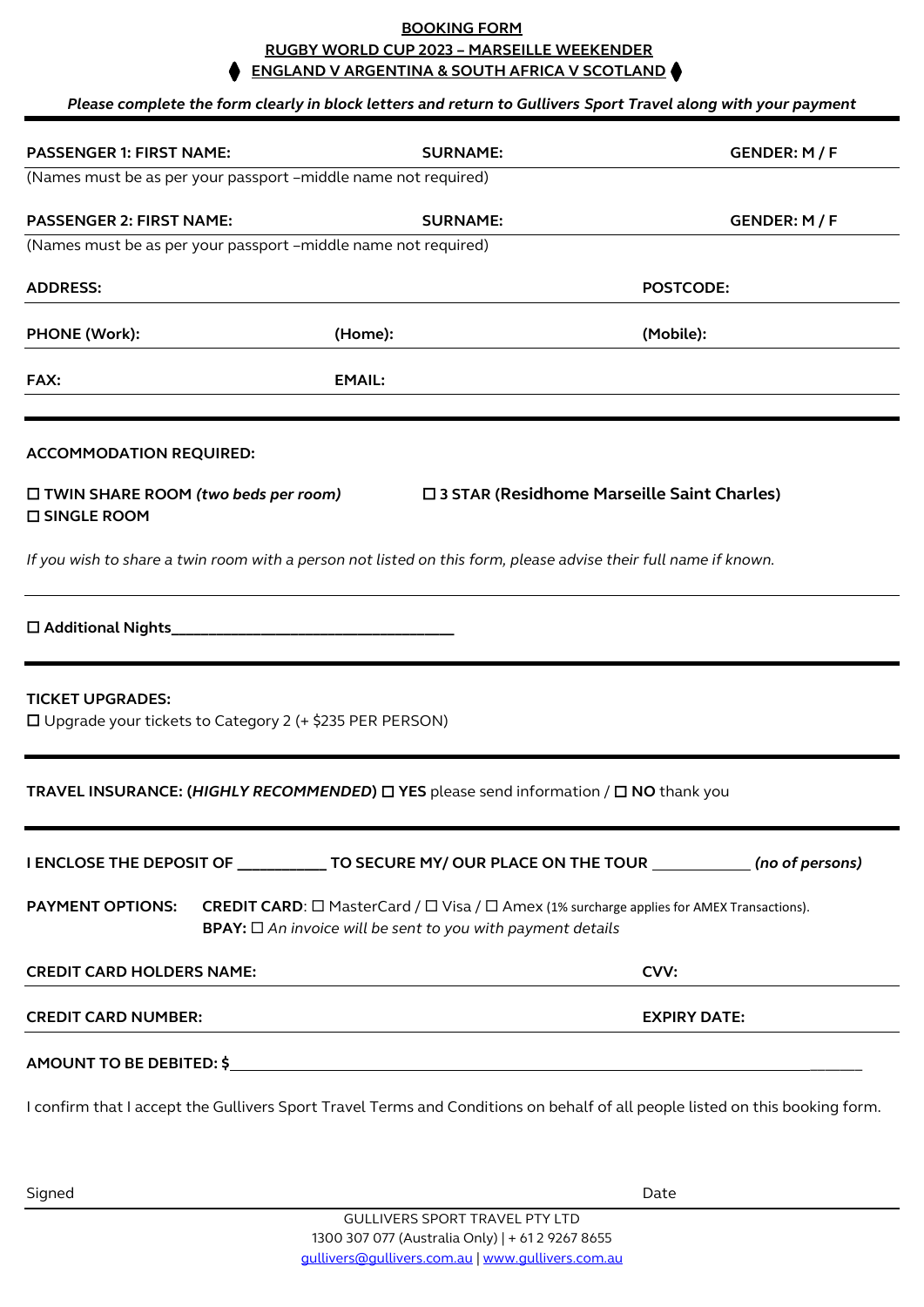**BOOKING FORM**

**RUGBY WORLD CUP 2023 – MARSEILLE WEEKENDER**

**⧫ ENGLAND V ARGENTINA & SOUTH AFRICA V SCOTLAND ⧫**

***Please complete the form clearly in block letters and return to Gullivers Sport Travel along with your payment***

---

**PASSENGER 1: FIRST NAME:** **SURNAME:** **GENDER: M / F**

(Names must be as per your passport –middle name not required)

**PASSENGER 2: FIRST NAME:** **SURNAME:** **GENDER: M / F**

(Names must be as per your passport –middle name not required)

**ADDRESS:** **POSTCODE:**

**PHONE (Work):** **(Home):** **(Mobile):**

**FAX:** **EMAIL:**

---

**ACCOMMODATION REQUIRED:**

☐ **TWIN SHARE ROOM** ***(two beds per room)***

☐ **SINGLE ROOM**

☐ **3 STAR (Residhome Marseille Saint Charles)**

*If you wish to share a twin room with a person not listed on this form, please advise their full name if known.*

☐ **Additional Nights**___________________________________

---

**TICKET UPGRADES:**

☐ Upgrade your tickets to Category 2 (+ $235 PER PERSON)

---

**TRAVEL INSURANCE: (*HIGHLY RECOMMENDED*)** ☐ **YES** please send information / ☐ **NO** thank you

---

**I ENCLOSE THE DEPOSIT OF** ___________ **TO SECURE MY/ OUR PLACE ON THE TOUR** ____________ ***(no of persons)***

**PAYMENT OPTIONS:** **CREDIT CARD**: ☐ MasterCard / ☐ Visa / ☐ Amex (1% surcharge applies for AMEX Transactions).
**BPAY:** ☐ *An invoice will be sent to you with payment details*

**CREDIT CARD HOLDERS NAME:** **CVV:**

**CREDIT CARD NUMBER:** **EXPIRY DATE:**

**AMOUNT TO BE DEBITED: $**______________________________________________________________________

I confirm that I accept the Gullivers Sport Travel Terms and Conditions on behalf of all people listed on this booking form.

Signed Date

---

GULLIVERS SPORT TRAVEL PTY LTD

1300 307 077 (Australia Only) | + 61 2 9267 8655

gullivers@gullivers.com.au | www.gullivers.com.au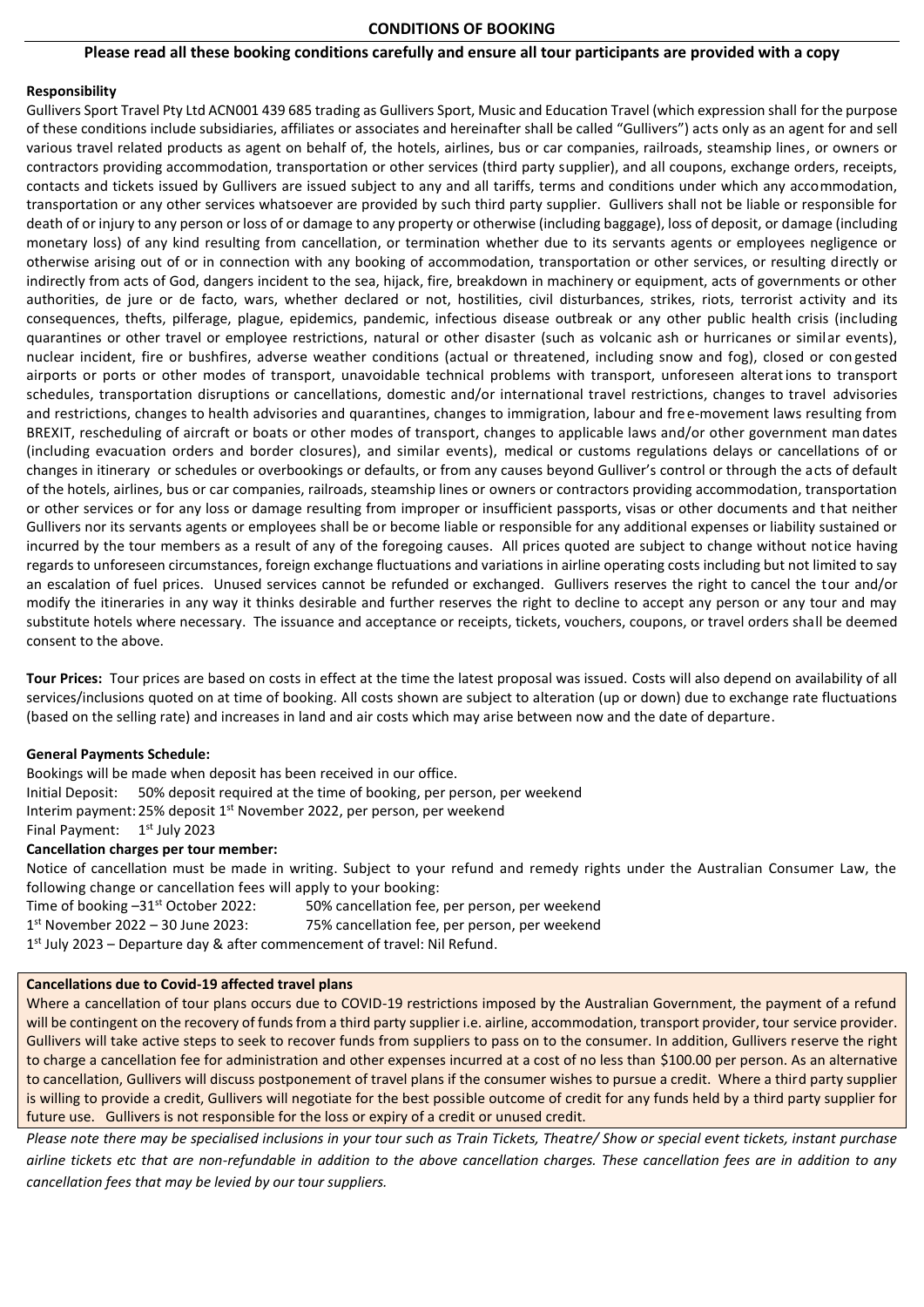## CONDITIONS OF BOOKING

**Please read all these booking conditions carefully and ensure all tour participants are provided with a copy**

**Responsibility**

Gullivers Sport Travel Pty Ltd ACN001 439 685 trading as Gullivers Sport, Music and Education Travel (which expression shall for the purpose of these conditions include subsidiaries, affiliates or associates and hereinafter shall be called "Gullivers") acts only as an agent for and sell various travel related products as agent on behalf of, the hotels, airlines, bus or car companies, railroads, steamship lines, or owners or contractors providing accommodation, transportation or other services (third party supplier), and all coupons, exchange orders, receipts, contacts and tickets issued by Gullivers are issued subject to any and all tariffs, terms and conditions under which any accommodation, transportation or any other services whatsoever are provided by such third party supplier. Gullivers shall not be liable or responsible for death of or injury to any person or loss of or damage to any property or otherwise (including baggage), loss of deposit, or damage (including monetary loss) of any kind resulting from cancellation, or termination whether due to its servants agents or employees negligence or otherwise arising out of or in connection with any booking of accommodation, transportation or other services, or resulting directly or indirectly from acts of God, dangers incident to the sea, hijack, fire, breakdown in machinery or equipment, acts of governments or other authorities, de jure or de facto, wars, whether declared or not, hostilities, civil disturbances, strikes, riots, terrorist activity and its consequences, thefts, pilferage, plague, epidemics, pandemic, infectious disease outbreak or any other public health crisis (including quarantines or other travel or employee restrictions, natural or other disaster (such as volcanic ash or hurricanes or similar events), nuclear incident, fire or bushfires, adverse weather conditions (actual or threatened, including snow and fog), closed or congested airports or ports or other modes of transport, unavoidable technical problems with transport, unforeseen alterations to transport schedules, transportation disruptions or cancellations, domestic and/or international travel restrictions, changes to travel advisories and restrictions, changes to health advisories and quarantines, changes to immigration, labour and free-movement laws resulting from BREXIT, rescheduling of aircraft or boats or other modes of transport, changes to applicable laws and/or other government man dates (including evacuation orders and border closures), and similar events), medical or customs regulations delays or cancellations of or changes in itinerary or schedules or overbookings or defaults, or from any causes beyond Gulliver's control or through the acts of default of the hotels, airlines, bus or car companies, railroads, steamship lines or owners or contractors providing accommodation, transportation or other services or for any loss or damage resulting from improper or insufficient passports, visas or other documents and that neither Gullivers nor its servants agents or employees shall be or become liable or responsible for any additional expenses or liability sustained or incurred by the tour members as a result of any of the foregoing causes. All prices quoted are subject to change without notice having regards to unforeseen circumstances, foreign exchange fluctuations and variations in airline operating costs including but not limited to say an escalation of fuel prices. Unused services cannot be refunded or exchanged. Gullivers reserves the right to cancel the tour and/or modify the itineraries in any way it thinks desirable and further reserves the right to decline to accept any person or any tour and may substitute hotels where necessary. The issuance and acceptance or receipts, tickets, vouchers, coupons, or travel orders shall be deemed consent to the above.

**Tour Prices:** Tour prices are based on costs in effect at the time the latest proposal was issued. Costs will also depend on availability of all services/inclusions quoted on at time of booking. All costs shown are subject to alteration (up or down) due to exchange rate fluctuations (based on the selling rate) and increases in land and air costs which may arise between now and the date of departure.

**General Payments Schedule:**

Bookings will be made when deposit has been received in our office.

Initial Deposit: 50% deposit required at the time of booking, per person, per weekend

Interim payment: 25% deposit 1st November 2022, per person, per weekend

Final Payment: 1st July 2023

**Cancellation charges per tour member:**

Notice of cancellation must be made in writing. Subject to your refund and remedy rights under the Australian Consumer Law, the following change or cancellation fees will apply to your booking:

Time of booking –31st October 2022: 50% cancellation fee, per person, per weekend

1st November 2022 – 30 June 2023: 75% cancellation fee, per person, per weekend

1st July 2023 – Departure day & after commencement of travel: Nil Refund.

**Cancellations due to Covid-19 affected travel plans**

Where a cancellation of tour plans occurs due to COVID-19 restrictions imposed by the Australian Government, the payment of a refund will be contingent on the recovery of funds from a third party supplier i.e. airline, accommodation, transport provider, tour service provider. Gullivers will take active steps to seek to recover funds from suppliers to pass on to the consumer. In addition, Gullivers reserve the right to charge a cancellation fee for administration and other expenses incurred at a cost of no less than $100.00 per person. As an alternative to cancellation, Gullivers will discuss postponement of travel plans if the consumer wishes to pursue a credit. Where a third party supplier is willing to provide a credit, Gullivers will negotiate for the best possible outcome of credit for any funds held by a third party supplier for future use. Gullivers is not responsible for the loss or expiry of a credit or unused credit.

*Please note there may be specialised inclusions in your tour such as Train Tickets, Theatre/ Show or special event tickets, instant purchase airline tickets etc that are non-refundable in addition to the above cancellation charges. These cancellation fees are in addition to any cancellation fees that may be levied by our tour suppliers.*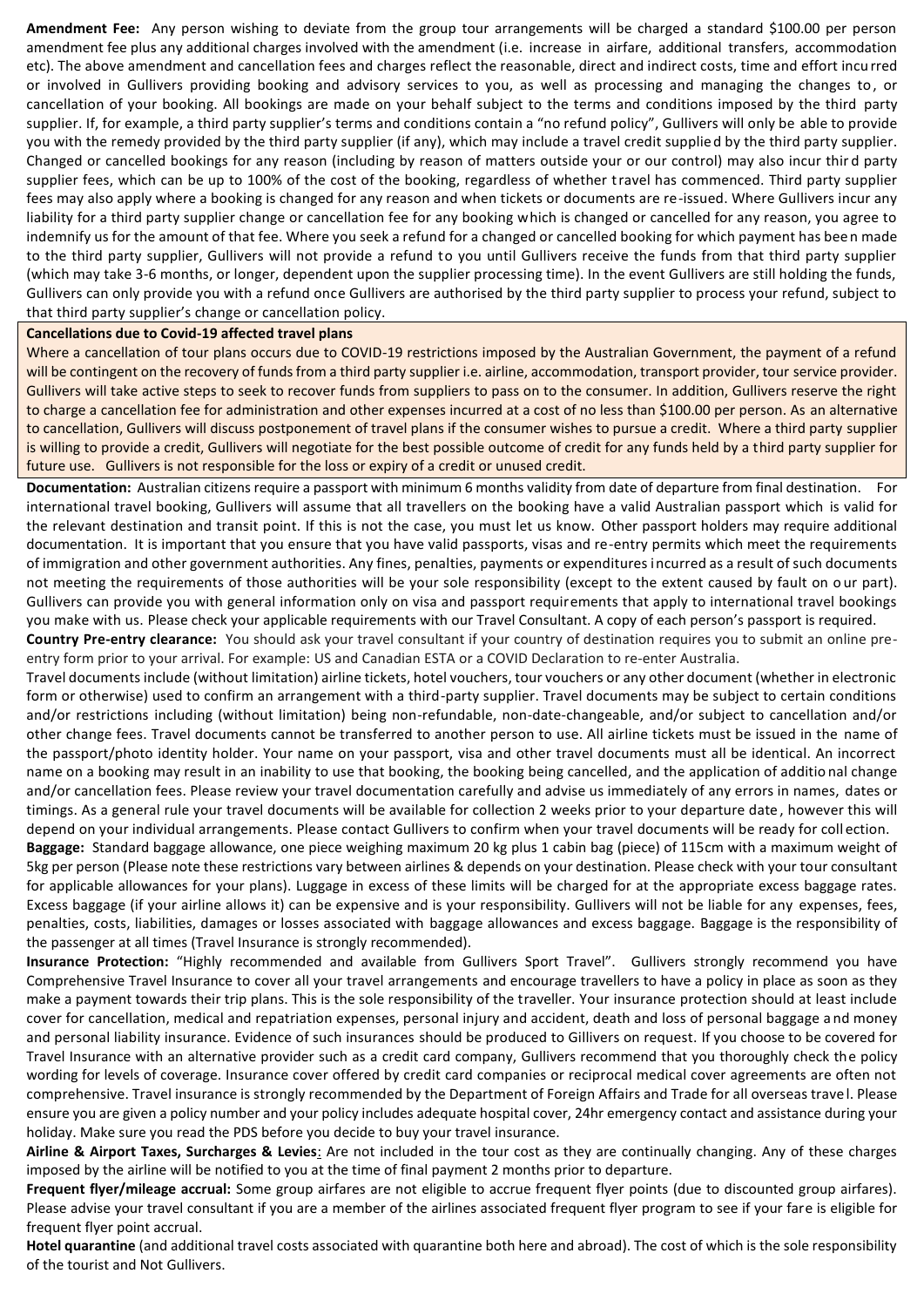**Amendment Fee:** Any person wishing to deviate from the group tour arrangements will be charged a standard $100.00 per person amendment fee plus any additional charges involved with the amendment (i.e. increase in airfare, additional transfers, accommodation etc). The above amendment and cancellation fees and charges reflect the reasonable, direct and indirect costs, time and effort incurred or involved in Gullivers providing booking and advisory services to you, as well as processing and managing the changes to, or cancellation of your booking. All bookings are made on your behalf subject to the terms and conditions imposed by the third party supplier. If, for example, a third party supplier's terms and conditions contain a "no refund policy", Gullivers will only be able to provide you with the remedy provided by the third party supplier (if any), which may include a travel credit supplied by the third party supplier. Changed or cancelled bookings for any reason (including by reason of matters outside your or our control) may also incur third party supplier fees, which can be up to 100% of the cost of the booking, regardless of whether travel has commenced. Third party supplier fees may also apply where a booking is changed for any reason and when tickets or documents are re-issued. Where Gullivers incur any liability for a third party supplier change or cancellation fee for any booking which is changed or cancelled for any reason, you agree to indemnify us for the amount of that fee. Where you seek a refund for a changed or cancelled booking for which payment has been made to the third party supplier, Gullivers will not provide a refund to you until Gullivers receive the funds from that third party supplier (which may take 3-6 months, or longer, dependent upon the supplier processing time). In the event Gullivers are still holding the funds, Gullivers can only provide you with a refund once Gullivers are authorised by the third party supplier to process your refund, subject to that third party supplier's change or cancellation policy.

**Cancellations due to Covid-19 affected travel plans**

Where a cancellation of tour plans occurs due to COVID-19 restrictions imposed by the Australian Government, the payment of a refund will be contingent on the recovery of funds from a third party supplier i.e. airline, accommodation, transport provider, tour service provider. Gullivers will take active steps to seek to recover funds from suppliers to pass on to the consumer. In addition, Gullivers reserve the right to charge a cancellation fee for administration and other expenses incurred at a cost of no less than $100.00 per person. As an alternative to cancellation, Gullivers will discuss postponement of travel plans if the consumer wishes to pursue a credit. Where a third party supplier is willing to provide a credit, Gullivers will negotiate for the best possible outcome of credit for any funds held by a third party supplier for future use. Gullivers is not responsible for the loss or expiry of a credit or unused credit.

**Documentation:** Australian citizens require a passport with minimum 6 months validity from date of departure from final destination. For international travel booking, Gullivers will assume that all travellers on the booking have a valid Australian passport which is valid for the relevant destination and transit point. If this is not the case, you must let us know. Other passport holders may require additional documentation. It is important that you ensure that you have valid passports, visas and re-entry permits which meet the requirements of immigration and other government authorities. Any fines, penalties, payments or expenditures incurred as a result of such documents not meeting the requirements of those authorities will be your sole responsibility (except to the extent caused by fault on our part). Gullivers can provide you with general information only on visa and passport requirements that apply to international travel bookings you make with us. Please check your applicable requirements with our Travel Consultant. A copy of each person's passport is required.

**Country Pre-entry clearance:** You should ask your travel consultant if your country of destination requires you to submit an online pre-entry form prior to your arrival. For example: US and Canadian ESTA or a COVID Declaration to re-enter Australia.

Travel documents include (without limitation) airline tickets, hotel vouchers, tour vouchers or any other document (whether in electronic form or otherwise) used to confirm an arrangement with a third-party supplier. Travel documents may be subject to certain conditions and/or restrictions including (without limitation) being non-refundable, non-date-changeable, and/or subject to cancellation and/or other change fees. Travel documents cannot be transferred to another person to use. All airline tickets must be issued in the name of the passport/photo identity holder. Your name on your passport, visa and other travel documents must all be identical. An incorrect name on a booking may result in an inability to use that booking, the booking being cancelled, and the application of additional change and/or cancellation fees. Please review your travel documentation carefully and advise us immediately of any errors in names, dates or timings. As a general rule your travel documents will be available for collection 2 weeks prior to your departure date, however this will depend on your individual arrangements. Please contact Gullivers to confirm when your travel documents will be ready for collection.

**Baggage:** Standard baggage allowance, one piece weighing maximum 20 kg plus 1 cabin bag (piece) of 115cm with a maximum weight of 5kg per person (Please note these restrictions vary between airlines & depends on your destination. Please check with your tour consultant for applicable allowances for your plans). Luggage in excess of these limits will be charged for at the appropriate excess baggage rates. Excess baggage (if your airline allows it) can be expensive and is your responsibility. Gullivers will not be liable for any expenses, fees, penalties, costs, liabilities, damages or losses associated with baggage allowances and excess baggage. Baggage is the responsibility of the passenger at all times (Travel Insurance is strongly recommended).

**Insurance Protection:** "Highly recommended and available from Gullivers Sport Travel". Gullivers strongly recommend you have Comprehensive Travel Insurance to cover all your travel arrangements and encourage travellers to have a policy in place as soon as they make a payment towards their trip plans. This is the sole responsibility of the traveller. Your insurance protection should at least include cover for cancellation, medical and repatriation expenses, personal injury and accident, death and loss of personal baggage and money and personal liability insurance. Evidence of such insurances should be produced to Gillivers on request. If you choose to be covered for Travel Insurance with an alternative provider such as a credit card company, Gullivers recommend that you thoroughly check the policy wording for levels of coverage. Insurance cover offered by credit card companies or reciprocal medical cover agreements are often not comprehensive. Travel insurance is strongly recommended by the Department of Foreign Affairs and Trade for all overseas travel. Please ensure you are given a policy number and your policy includes adequate hospital cover, 24hr emergency contact and assistance during your holiday. Make sure you read the PDS before you decide to buy your travel insurance.

**Airline & Airport Taxes, Surcharges & Levies**: Are not included in the tour cost as they are continually changing. Any of these charges imposed by the airline will be notified to you at the time of final payment 2 months prior to departure.

**Frequent flyer/mileage accrual:** Some group airfares are not eligible to accrue frequent flyer points (due to discounted group airfares). Please advise your travel consultant if you are a member of the airlines associated frequent flyer program to see if your fare is eligible for frequent flyer point accrual.

**Hotel quarantine** (and additional travel costs associated with quarantine both here and abroad). The cost of which is the sole responsibility of the tourist and Not Gullivers.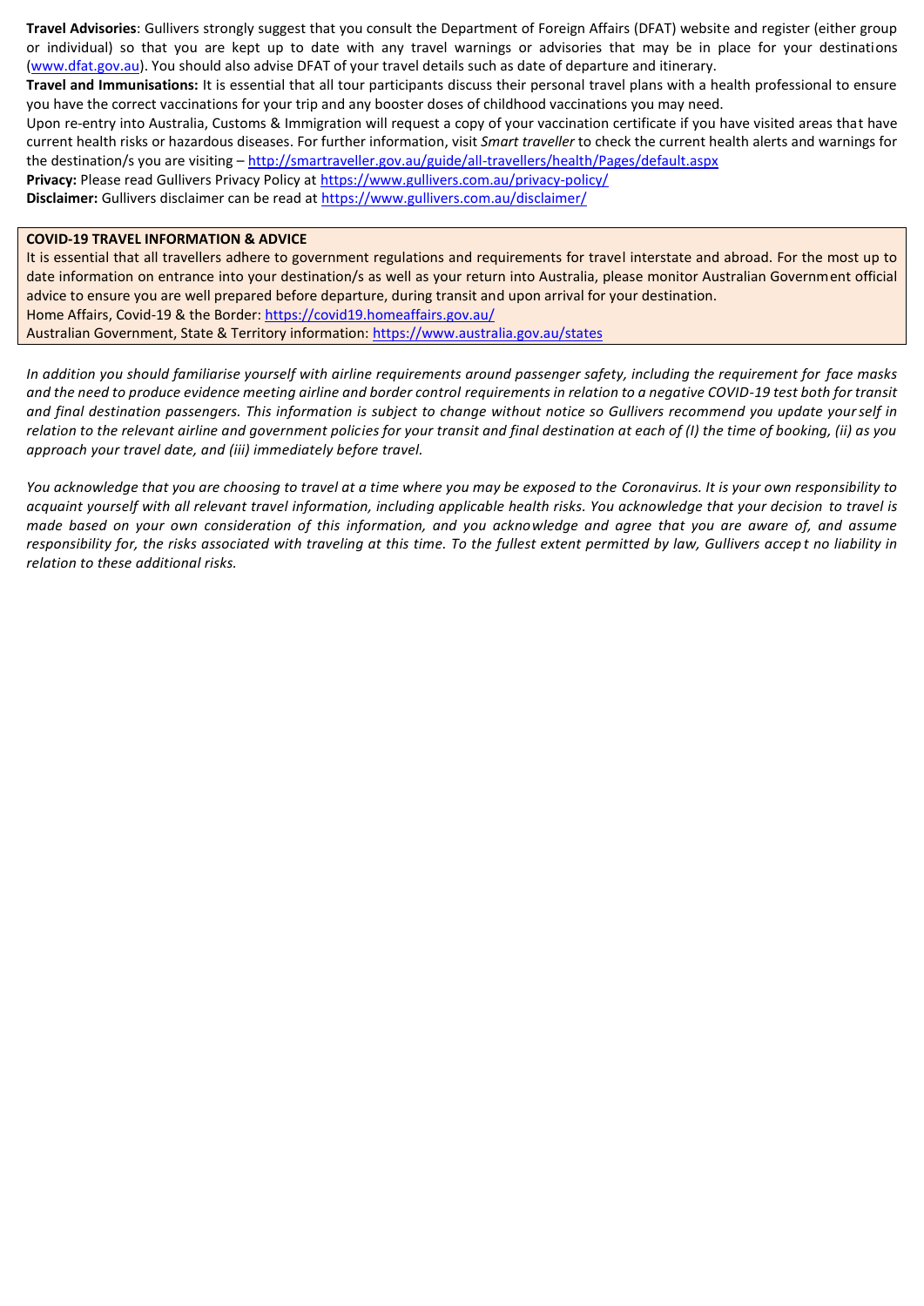**Travel Advisories**: Gullivers strongly suggest that you consult the Department of Foreign Affairs (DFAT) website and register (either group or individual) so that you are kept up to date with any travel warnings or advisories that may be in place for your destinations ([www.dfat.gov.au](www.dfat.gov.au)). You should also advise DFAT of your travel details such as date of departure and itinerary.

**Travel and Immunisations:** It is essential that all tour participants discuss their personal travel plans with a health professional to ensure you have the correct vaccinations for your trip and any booster doses of childhood vaccinations you may need.

Upon re-entry into Australia, Customs & Immigration will request a copy of your vaccination certificate if you have visited areas that have current health risks or hazardous diseases. For further information, visit *Smart traveller* to check the current health alerts and warnings for the destination/s you are visiting – [http://smartraveller.gov.au/guide/all-travellers/health/Pages/default.aspx](http://smartraveller.gov.au/guide/all-travellers/health/Pages/default.aspx)

**Privacy:** Please read Gullivers Privacy Policy at [https://www.gullivers.com.au/privacy-policy/](https://www.gullivers.com.au/privacy-policy/)

**Disclaimer:** Gullivers disclaimer can be read at [https://www.gullivers.com.au/disclaimer/](https://www.gullivers.com.au/disclaimer/)

**COVID-19 TRAVEL INFORMATION & ADVICE**

It is essential that all travellers adhere to government regulations and requirements for travel interstate and abroad. For the most up to date information on entrance into your destination/s as well as your return into Australia, please monitor Australian Government official advice to ensure you are well prepared before departure, during transit and upon arrival for your destination.

Home Affairs, Covid-19 & the Border: [https://covid19.homeaffairs.gov.au/](https://covid19.homeaffairs.gov.au/)

Australian Government, State & Territory information: [https://www.australia.gov.au/states](https://www.australia.gov.au/states)

*In addition you should familiarise yourself with airline requirements around passenger safety, including the requirement for face masks and the need to produce evidence meeting airline and border control requirements in relation to a negative COVID-19 test both for transit and final destination passengers. This information is subject to change without notice so Gullivers recommend you update yourself in relation to the relevant airline and government policies for your transit and final destination at each of (I) the time of booking, (ii) as you approach your travel date, and (iii) immediately before travel.*

*You acknowledge that you are choosing to travel at a time where you may be exposed to the Coronavirus. It is your own responsibility to acquaint yourself with all relevant travel information, including applicable health risks. You acknowledge that your decision to travel is made based on your own consideration of this information, and you acknowledge and agree that you are aware of, and assume responsibility for, the risks associated with traveling at this time. To the fullest extent permitted by law, Gullivers accept no liability in relation to these additional risks.*